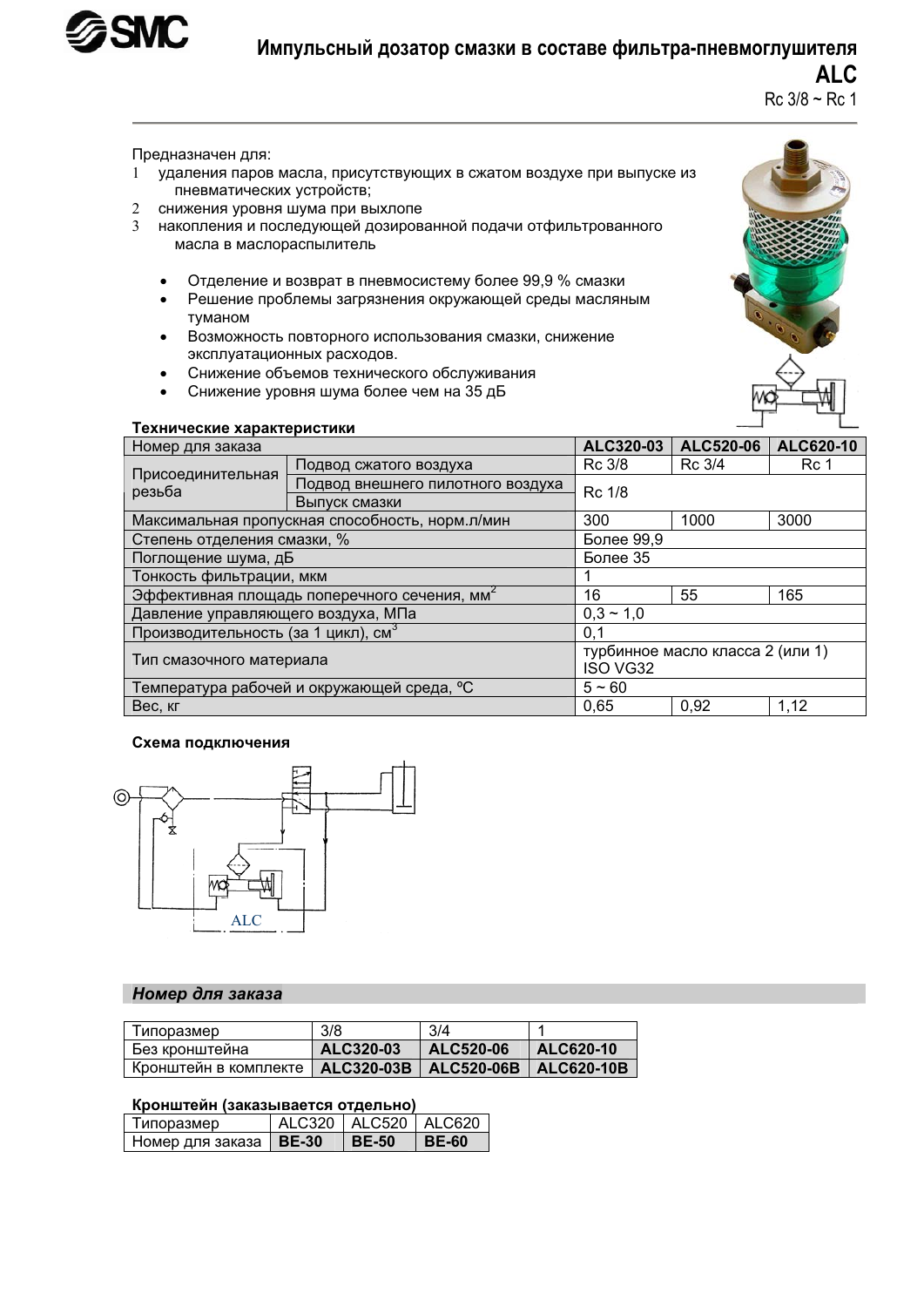# Импульсный дозатор смазки в составе фильтра-пневмоглушителя

## ALC

Rc 3/8 ~ Rc 1

Предназначен для:

1. удаления паров масла, присутствующих в сжатом воздухе при выпуске из пневматических устройств;
2. снижения уровня шума при выхлопе
3. накопления и последующей дозированной подачи отфильтрованного масла в маслораспылитель

- Отделение и возврат в пневмосистему более 99,9 % смазки
- Решение проблемы загрязнения окружающей среды масляным туманом
- Возможность повторного использования смазки, снижение эксплуатационных расходов.
- Снижение объемов технического обслуживания
- Снижение уровня шума более чем на 35 дБ

### Технические характеристики

| Номер для заказа | | ALC320-03 | ALC520-06 | ALC620-10 |
|---|---|---|---|---|
| Присоединительная резьба | Подвод сжатого воздуха | Rc 3/8 | Rc 3/4 | Rc 1 |
| | Подвод внешнего пилотного воздуха | Rc 1/8 | | |
| | Выпуск смазки | | | |
| Максимальная пропускная способность, норм.л/мин | | 300 | 1000 | 3000 |
| Степень отделения смазки, % | | Более 99,9 | | |
| Поглощение шума, дБ | | Более 35 | | |
| Тонкость фильтрации, мкм | | 1 | | |
| Эффективная площадь поперечного сечения, мм$^2$ | | 16 | 55 | 165 |
| Давление управляющего воздуха, МПа | | 0,3 ~ 1,0 | | |
| Производительность (за 1 цикл), см$^3$ | | 0,1 | | |
| Тип смазочного материала | | турбинное масло класса 2 (или 1) ISO VG32 | | |
| Температура рабочей и окружающей среда, ºC | | 5 ~ 60 | | |
| Вес, кг | | 0,65 | 0,92 | 1,12 |

### Схема подключения

ALC

### *Номер для заказа*

| Типоразмер | 3/8 | 3/4 | 1 |
|---|---|---|---|
| Без кронштейна | **ALC320-03** | **ALC520-06** | **ALC620-10** |
| Кронштейн в комплекте | **ALC320-03B** | **ALC520-06B** | **ALC620-10B** |

### Кронштейн (заказывается отдельно)

| Типоразмер | ALC320 | ALC520 | ALC620 |
|---|---|---|---|
| Номер для заказа | **BE-30** | **BE-50** | **BE-60** |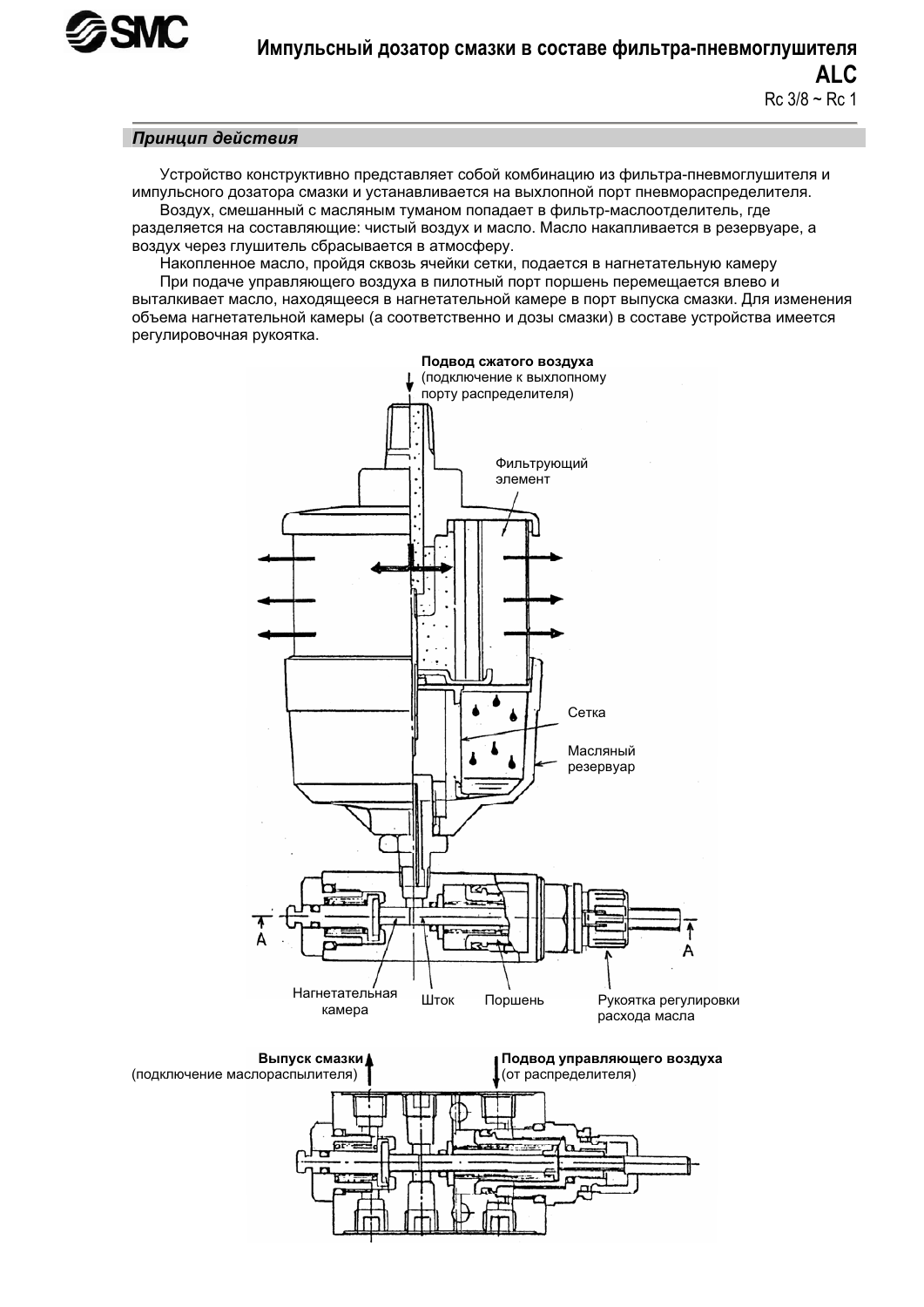## Импульсный дозатор смазки в составе фильтра-пневмоглушителя

## ALC

Rc 3/8 ~ Rc 1

### *Принцип действия*

Устройство конструктивно представляет собой комбинацию из фильтра-пневмоглушителя и импульсного дозатора смазки и устанавливается на выхлопной порт пневмораспределителя.

Воздух, смешанный с масляным туманом попадает в фильтр-маслоотделитель, где разделяется на составляющие: чистый воздух и масло. Масло накапливается в резервуаре, а воздух через глушитель сбрасывается в атмосферу.

Накопленное масло, пройдя сквозь ячейки сетки, подается в нагнетательную камеру

При подаче управляющего воздуха в пилотный порт поршень перемещается влево и выталкивает масло, находящееся в нагнетательной камере в порт выпуска смазки. Для изменения объема нагнетательной камеры (а соответственно и дозы смазки) в составе устройства имеется регулировочная рукоятка.

**Подвод сжатого воздуха** (подключение к выхлопному порту распределителя)

Фильтрующий элемент

Сетка

Масляный резервуар

A — A

Нагнетательная камера

Шток

Поршень

Рукоятка регулировки расхода масла

**Выпуск смазки** (подключение маслораспылителя)

**Подвод управляющего воздуха** (от распределителя)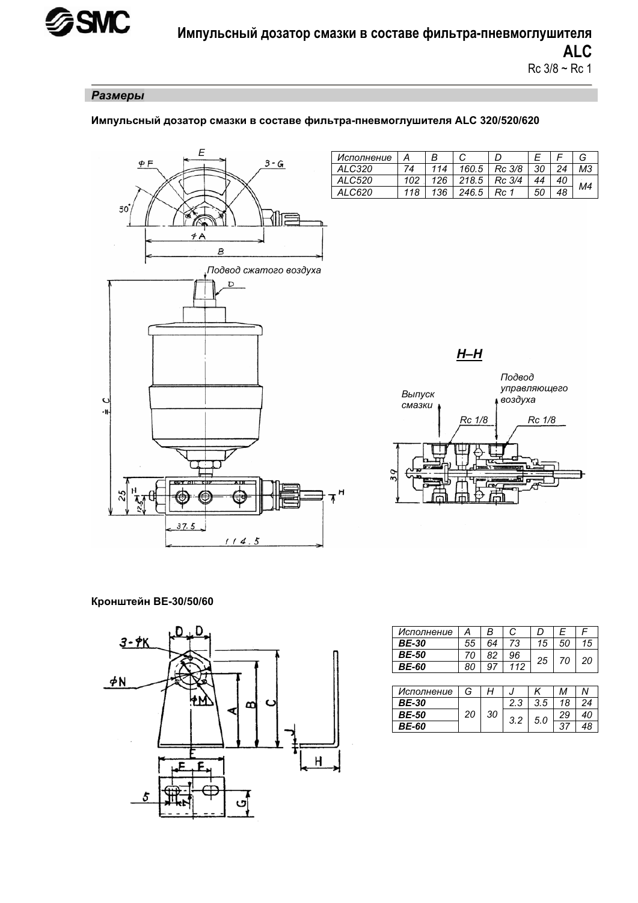## *Размеры*

**Импульсный дозатор смазки в составе фильтра-пневмоглушителя ALC 320/520/620**

| *Исполнение* | *A* | *B* | *C* | *D* | *E* | *F* | *G* |
|---|---|---|---|---|---|---|---|
| *ALC320* | *74* | *114* | *160.5* | *Rc 3/8* | *30* | *24* | *M3* |
| *ALC520* | *102* | *126* | *218.5* | *Rc 3/4* | *44* | *40* | *M4* |
| *ALC620* | *118* | *136* | *246.5* | *Rc 1* | *50* | *48* | |

ΦF

E

3 - G

30°

ΦA

B

*Подвод сжатого воздуха*

D

≒C

25

12.5

H

37.5

114.5

***H–H***

*Выпуск смазки*

*Подвод управляющего воздуха*

*Rc 1/8*

*Rc 1/8*

39

**Кронштейн BE-30/50/60**

| *Исполнение* | *A* | *B* | *C* | *D* | *E* | *F* |
|---|---|---|---|---|---|---|
| ***BE-30*** | *55* | *64* | *73* | *15* | *50* | *15* |
| ***BE-50*** | *70* | *82* | *96* | *25* | *70* | *20* |
| ***BE-60*** | *80* | *97* | *112* | | | |

| *Исполнение* | *G* | *H* | *J* | *K* | *M* | *N* |
|---|---|---|---|---|---|---|
| ***BE-30*** | *20* | *30* | *2.3* | *3.5* | *18* | *24* |
| ***BE-50*** | | | *3.2* | *5.0* | *29* | *40* |
| ***BE-60*** | | | | | *37* | *48* |

3-ΦK

ΦN

ΦM

D D

A B C

J

H

E

F F

5

G